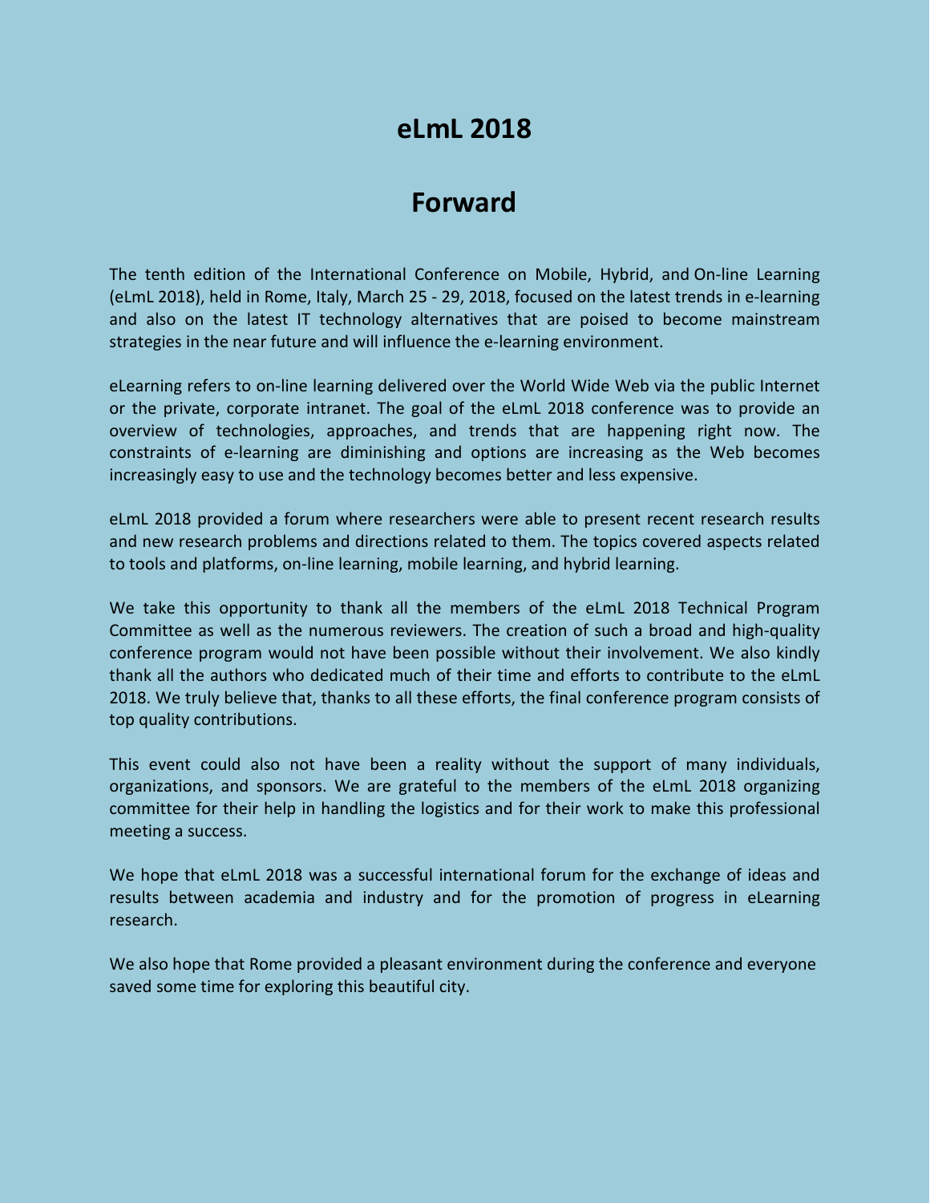# eLmL 2018

## Forward

The tenth edition of the International Conference on Mobile, Hybrid, and On-line Learning (eLmL 2018), held in Rome, Italy, March 25 - 29, 2018, focused on the latest trends in e-learning and also on the latest IT technology alternatives that are poised to become mainstream strategies in the near future and will influence the e-learning environment.

eLearning refers to on-line learning delivered over the World Wide Web via the public Internet or the private, corporate intranet. The goal of the eLmL 2018 conference was to provide an overview of technologies, approaches, and trends that are happening right now. The constraints of e-learning are diminishing and options are increasing as the Web becomes increasingly easy to use and the technology becomes better and less expensive.

eLmL 2018 provided a forum where researchers were able to present recent research results and new research problems and directions related to them. The topics covered aspects related to tools and platforms, on-line learning, mobile learning, and hybrid learning.

We take this opportunity to thank all the members of the eLmL 2018 Technical Program Committee as well as the numerous reviewers. The creation of such a broad and high-quality conference program would not have been possible without their involvement. We also kindly thank all the authors who dedicated much of their time and efforts to contribute to the eLmL 2018. We truly believe that, thanks to all these efforts, the final conference program consists of top quality contributions.

This event could also not have been a reality without the support of many individuals, organizations, and sponsors. We are grateful to the members of the eLmL 2018 organizing committee for their help in handling the logistics and for their work to make this professional meeting a success.

We hope that eLmL 2018 was a successful international forum for the exchange of ideas and results between academia and industry and for the promotion of progress in eLearning research.

We also hope that Rome provided a pleasant environment during the conference and everyone saved some time for exploring this beautiful city.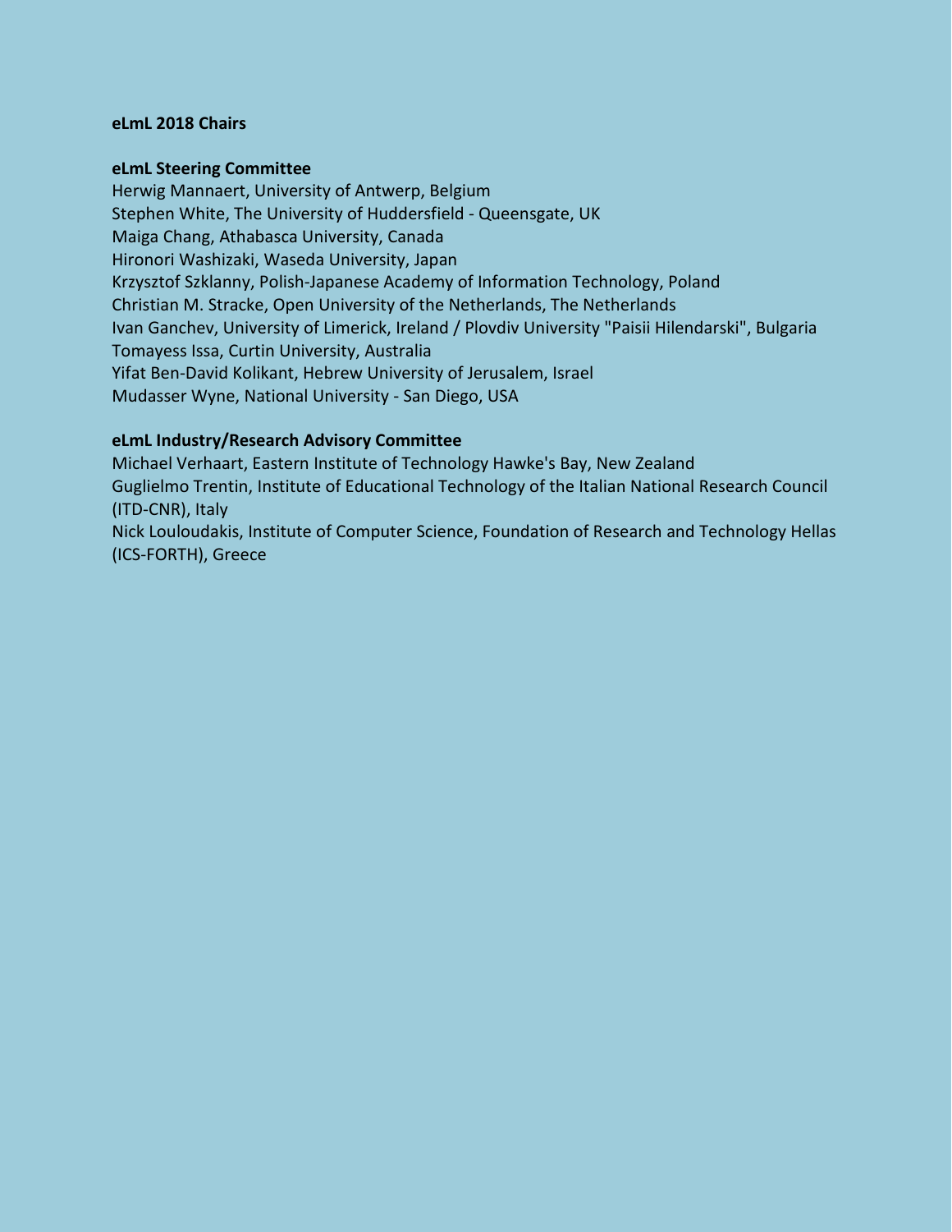**eLmL 2018 Chairs**

**eLmL Steering Committee**

Herwig Mannaert, University of Antwerp, Belgium
Stephen White, The University of Huddersfield - Queensgate, UK
Maiga Chang, Athabasca University, Canada
Hironori Washizaki, Waseda University, Japan
Krzysztof Szklanny, Polish-Japanese Academy of Information Technology, Poland
Christian M. Stracke, Open University of the Netherlands, The Netherlands
Ivan Ganchev, University of Limerick, Ireland / Plovdiv University "Paisii Hilendarski", Bulgaria
Tomayess Issa, Curtin University, Australia
Yifat Ben-David Kolikant, Hebrew University of Jerusalem, Israel
Mudasser Wyne, National University - San Diego, USA

**eLmL Industry/Research Advisory Committee**

Michael Verhaart, Eastern Institute of Technology Hawke's Bay, New Zealand
Guglielmo Trentin, Institute of Educational Technology of the Italian National Research Council (ITD-CNR), Italy
Nick Louloudakis, Institute of Computer Science, Foundation of Research and Technology Hellas (ICS-FORTH), Greece